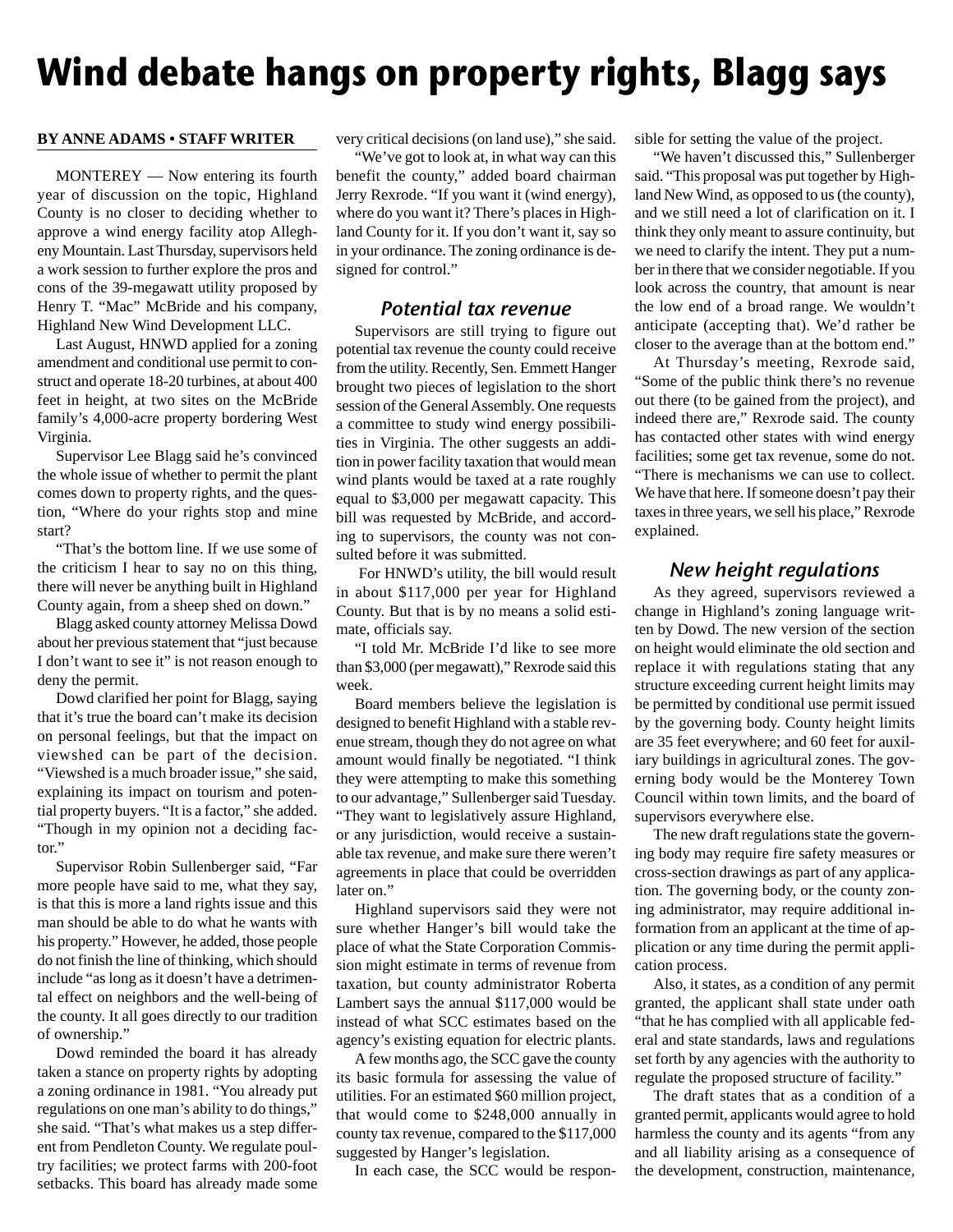# Wind debate hangs on property rights, Blagg says

**BY ANNE ADAMS • STAFF WRITER**

MONTEREY — Now entering its fourth year of discussion on the topic, Highland County is no closer to deciding whether to approve a wind energy facility atop Allegheny Mountain. Last Thursday, supervisors held a work session to further explore the pros and cons of the 39-megawatt utility proposed by Henry T. "Mac" McBride and his company, Highland New Wind Development LLC.

Last August, HNWD applied for a zoning amendment and conditional use permit to construct and operate 18-20 turbines, at about 400 feet in height, at two sites on the McBride family's 4,000-acre property bordering West Virginia.

Supervisor Lee Blagg said he's convinced the whole issue of whether to permit the plant comes down to property rights, and the question, "Where do your rights stop and mine start?

"That's the bottom line. If we use some of the criticism I hear to say no on this thing, there will never be anything built in Highland County again, from a sheep shed on down."

Blagg asked county attorney Melissa Dowd about her previous statement that "just because I don't want to see it" is not reason enough to deny the permit.

Dowd clarified her point for Blagg, saying that it's true the board can't make its decision on personal feelings, but that the impact on viewshed can be part of the decision. "Viewshed is a much broader issue," she said, explaining its impact on tourism and potential property buyers. "It is a factor," she added. "Though in my opinion not a deciding factor."

Supervisor Robin Sullenberger said, "Far more people have said to me, what they say, is that this is more a land rights issue and this man should be able to do what he wants with his property." However, he added, those people do not finish the line of thinking, which should include "as long as it doesn't have a detrimental effect on neighbors and the well-being of the county. It all goes directly to our tradition of ownership."

Dowd reminded the board it has already taken a stance on property rights by adopting a zoning ordinance in 1981. "You already put regulations on one man's ability to do things," she said. "That's what makes us a step different from Pendleton County. We regulate poultry facilities; we protect farms with 200-foot setbacks. This board has already made some very critical decisions (on land use)," she said.

"We've got to look at, in what way can this benefit the county," added board chairman Jerry Rexrode. "If you want it (wind energy), where do you want it? There's places in Highland County for it. If you don't want it, say so in your ordinance. The zoning ordinance is designed for control."

## Potential tax revenue

Supervisors are still trying to figure out potential tax revenue the county could receive from the utility. Recently, Sen. Emmett Hanger brought two pieces of legislation to the short session of the General Assembly. One requests a committee to study wind energy possibilities in Virginia. The other suggests an addition in power facility taxation that would mean wind plants would be taxed at a rate roughly equal to $3,000 per megawatt capacity. This bill was requested by McBride, and according to supervisors, the county was not consulted before it was submitted.

For HNWD's utility, the bill would result in about $117,000 per year for Highland County. But that is by no means a solid estimate, officials say.

"I told Mr. McBride I'd like to see more than $3,000 (per megawatt)," Rexrode said this week.

Board members believe the legislation is designed to benefit Highland with a stable revenue stream, though they do not agree on what amount would finally be negotiated. "I think they were attempting to make this something to our advantage," Sullenberger said Tuesday. "They want to legislatively assure Highland, or any jurisdiction, would receive a sustainable tax revenue, and make sure there weren't agreements in place that could be overridden later on."

Highland supervisors said they were not sure whether Hanger's bill would take the place of what the State Corporation Commission might estimate in terms of revenue from taxation, but county administrator Roberta Lambert says the annual $117,000 would be instead of what SCC estimates based on the agency's existing equation for electric plants.

A few months ago, the SCC gave the county its basic formula for assessing the value of utilities. For an estimated $60 million project, that would come to $248,000 annually in county tax revenue, compared to the $117,000 suggested by Hanger's legislation.

In each case, the SCC would be responsible for setting the value of the project.

"We haven't discussed this," Sullenberger said. "This proposal was put together by Highland New Wind, as opposed to us (the county), and we still need a lot of clarification on it. I think they only meant to assure continuity, but we need to clarify the intent. They put a number in there that we consider negotiable. If you look across the country, that amount is near the low end of a broad range. We wouldn't anticipate (accepting that). We'd rather be closer to the average than at the bottom end."

At Thursday's meeting, Rexrode said, "Some of the public think there's no revenue out there (to be gained from the project), and indeed there are," Rexrode said. The county has contacted other states with wind energy facilities; some get tax revenue, some do not. "There is mechanisms we can use to collect. We have that here. If someone doesn't pay their taxes in three years, we sell his place," Rexrode explained.

## New height regulations

As they agreed, supervisors reviewed a change in Highland's zoning language written by Dowd. The new version of the section on height would eliminate the old section and replace it with regulations stating that any structure exceeding current height limits may be permitted by conditional use permit issued by the governing body. County height limits are 35 feet everywhere; and 60 feet for auxiliary buildings in agricultural zones. The governing body would be the Monterey Town Council within town limits, and the board of supervisors everywhere else.

The new draft regulations state the governing body may require fire safety measures or cross-section drawings as part of any application. The governing body, or the county zoning administrator, may require additional information from an applicant at the time of application or any time during the permit application process.

Also, it states, as a condition of any permit granted, the applicant shall state under oath "that he has complied with all applicable federal and state standards, laws and regulations set forth by any agencies with the authority to regulate the proposed structure of facility."

The draft states that as a condition of a granted permit, applicants would agree to hold harmless the county and its agents "from any and all liability arising as a consequence of the development, construction, maintenance,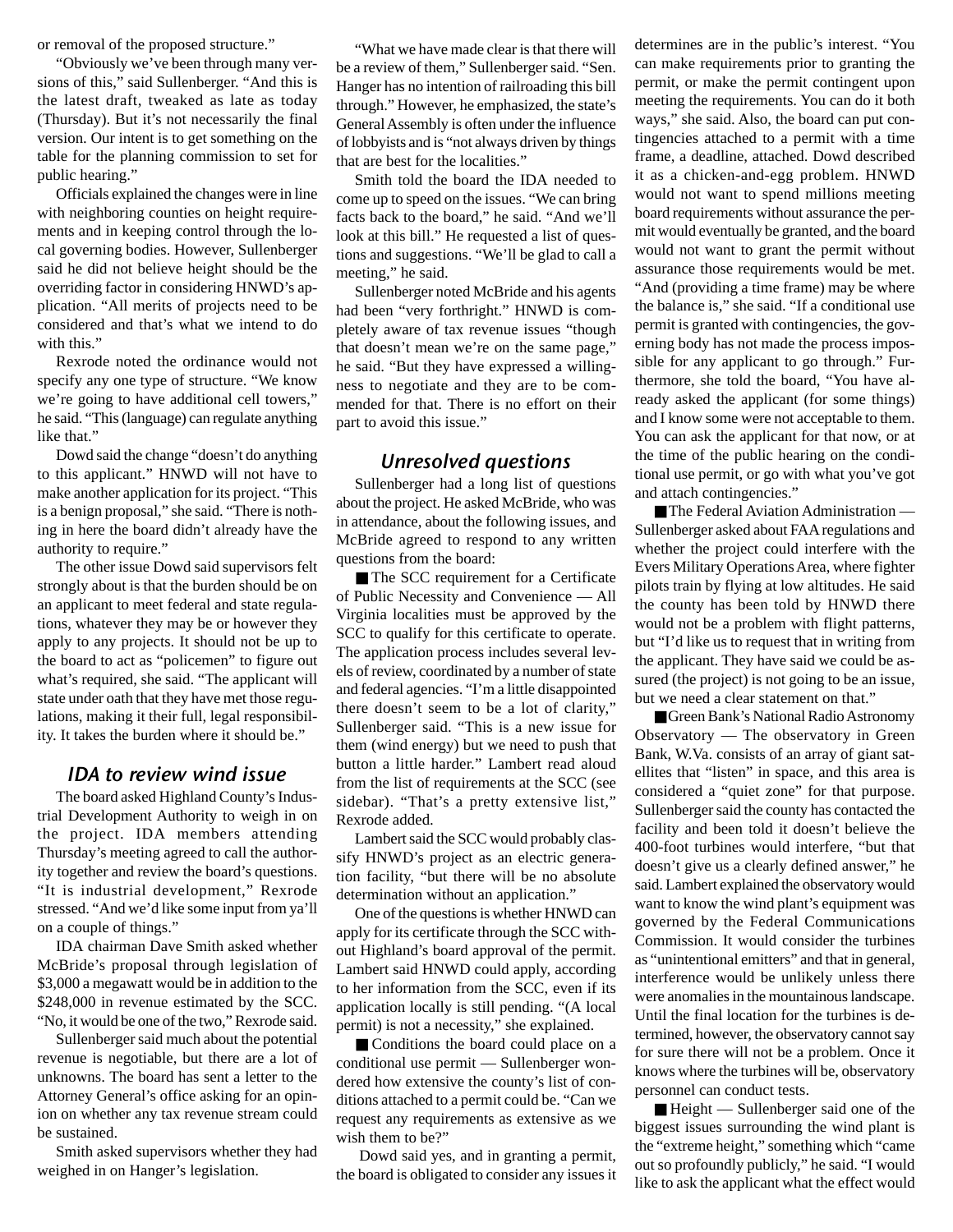or removal of the proposed structure."

"Obviously we've been through many versions of this," said Sullenberger. "And this is the latest draft, tweaked as late as today (Thursday). But it's not necessarily the final version. Our intent is to get something on the table for the planning commission to set for public hearing."

Officials explained the changes were in line with neighboring counties on height requirements and in keeping control through the local governing bodies. However, Sullenberger said he did not believe height should be the overriding factor in considering HNWD's application. "All merits of projects need to be considered and that's what we intend to do with this."

Rexrode noted the ordinance would not specify any one type of structure. "We know we're going to have additional cell towers," he said. "This (language) can regulate anything like that."

Dowd said the change "doesn't do anything to this applicant." HNWD will not have to make another application for its project. "This is a benign proposal," she said. "There is nothing in here the board didn't already have the authority to require."

The other issue Dowd said supervisors felt strongly about is that the burden should be on an applicant to meet federal and state regulations, whatever they may be or however they apply to any projects. It should not be up to the board to act as "policemen" to figure out what's required, she said. "The applicant will state under oath that they have met those regulations, making it their full, legal responsibility. It takes the burden where it should be."

## *IDA to review wind issue*

The board asked Highland County's Industrial Development Authority to weigh in on the project. IDA members attending Thursday's meeting agreed to call the authority together and review the board's questions. "It is industrial development," Rexrode stressed. "And we'd like some input from ya'll on a couple of things."

IDA chairman Dave Smith asked whether McBride's proposal through legislation of $3,000 a megawatt would be in addition to the $248,000 in revenue estimated by the SCC. "No, it would be one of the two," Rexrode said.

Sullenberger said much about the potential revenue is negotiable, but there are a lot of unknowns. The board has sent a letter to the Attorney General's office asking for an opinion on whether any tax revenue stream could be sustained.

Smith asked supervisors whether they had weighed in on Hanger's legislation.

"What we have made clear is that there will be a review of them," Sullenberger said. "Sen. Hanger has no intention of railroading this bill through." However, he emphasized, the state's General Assembly is often under the influence of lobbyists and is "not always driven by things that are best for the localities."

Smith told the board the IDA needed to come up to speed on the issues. "We can bring facts back to the board," he said. "And we'll look at this bill." He requested a list of questions and suggestions. "We'll be glad to call a meeting," he said.

Sullenberger noted McBride and his agents had been "very forthright." HNWD is completely aware of tax revenue issues "though that doesn't mean we're on the same page," he said. "But they have expressed a willingness to negotiate and they are to be commended for that. There is no effort on their part to avoid this issue."

## *Unresolved questions*

Sullenberger had a long list of questions about the project. He asked McBride, who was in attendance, about the following issues, and McBride agreed to respond to any written questions from the board:

■ The SCC requirement for a Certificate of Public Necessity and Convenience — All Virginia localities must be approved by the SCC to qualify for this certificate to operate. The application process includes several levels of review, coordinated by a number of state and federal agencies. "I'm a little disappointed there doesn't seem to be a lot of clarity," Sullenberger said. "This is a new issue for them (wind energy) but we need to push that button a little harder." Lambert read aloud from the list of requirements at the SCC (see sidebar). "That's a pretty extensive list," Rexrode added.

Lambert said the SCC would probably classify HNWD's project as an electric generation facility, "but there will be no absolute determination without an application."

One of the questions is whether HNWD can apply for its certificate through the SCC without Highland's board approval of the permit. Lambert said HNWD could apply, according to her information from the SCC, even if its application locally is still pending. "(A local permit) is not a necessity," she explained.

■ Conditions the board could place on a conditional use permit — Sullenberger wondered how extensive the county's list of conditions attached to a permit could be. "Can we request any requirements as extensive as we wish them to be?"

Dowd said yes, and in granting a permit, the board is obligated to consider any issues it determines are in the public's interest. "You can make requirements prior to granting the permit, or make the permit contingent upon meeting the requirements. You can do it both ways," she said. Also, the board can put contingencies attached to a permit with a time frame, a deadline, attached. Dowd described it as a chicken-and-egg problem. HNWD would not want to spend millions meeting board requirements without assurance the permit would eventually be granted, and the board would not want to grant the permit without assurance those requirements would be met. "And (providing a time frame) may be where the balance is," she said. "If a conditional use permit is granted with contingencies, the governing body has not made the process impossible for any applicant to go through." Furthermore, she told the board, "You have already asked the applicant (for some things) and I know some were not acceptable to them. You can ask the applicant for that now, or at the time of the public hearing on the conditional use permit, or go with what you've got and attach contingencies."

■ The Federal Aviation Administration — Sullenberger asked about FAA regulations and whether the project could interfere with the Evers Military Operations Area, where fighter pilots train by flying at low altitudes. He said the county has been told by HNWD there would not be a problem with flight patterns, but "I'd like us to request that in writing from the applicant. They have said we could be assured (the project) is not going to be an issue, but we need a clear statement on that."

■ Green Bank's National Radio Astronomy Observatory — The observatory in Green Bank, W.Va. consists of an array of giant satellites that "listen" in space, and this area is considered a "quiet zone" for that purpose. Sullenberger said the county has contacted the facility and been told it doesn't believe the 400-foot turbines would interfere, "but that doesn't give us a clearly defined answer," he said. Lambert explained the observatory would want to know the wind plant's equipment was governed by the Federal Communications Commission. It would consider the turbines as "unintentional emitters" and that in general, interference would be unlikely unless there were anomalies in the mountainous landscape. Until the final location for the turbines is determined, however, the observatory cannot say for sure there will not be a problem. Once it knows where the turbines will be, observatory personnel can conduct tests.

■ Height — Sullenberger said one of the biggest issues surrounding the wind plant is the "extreme height," something which "came out so profoundly publicly," he said. "I would like to ask the applicant what the effect would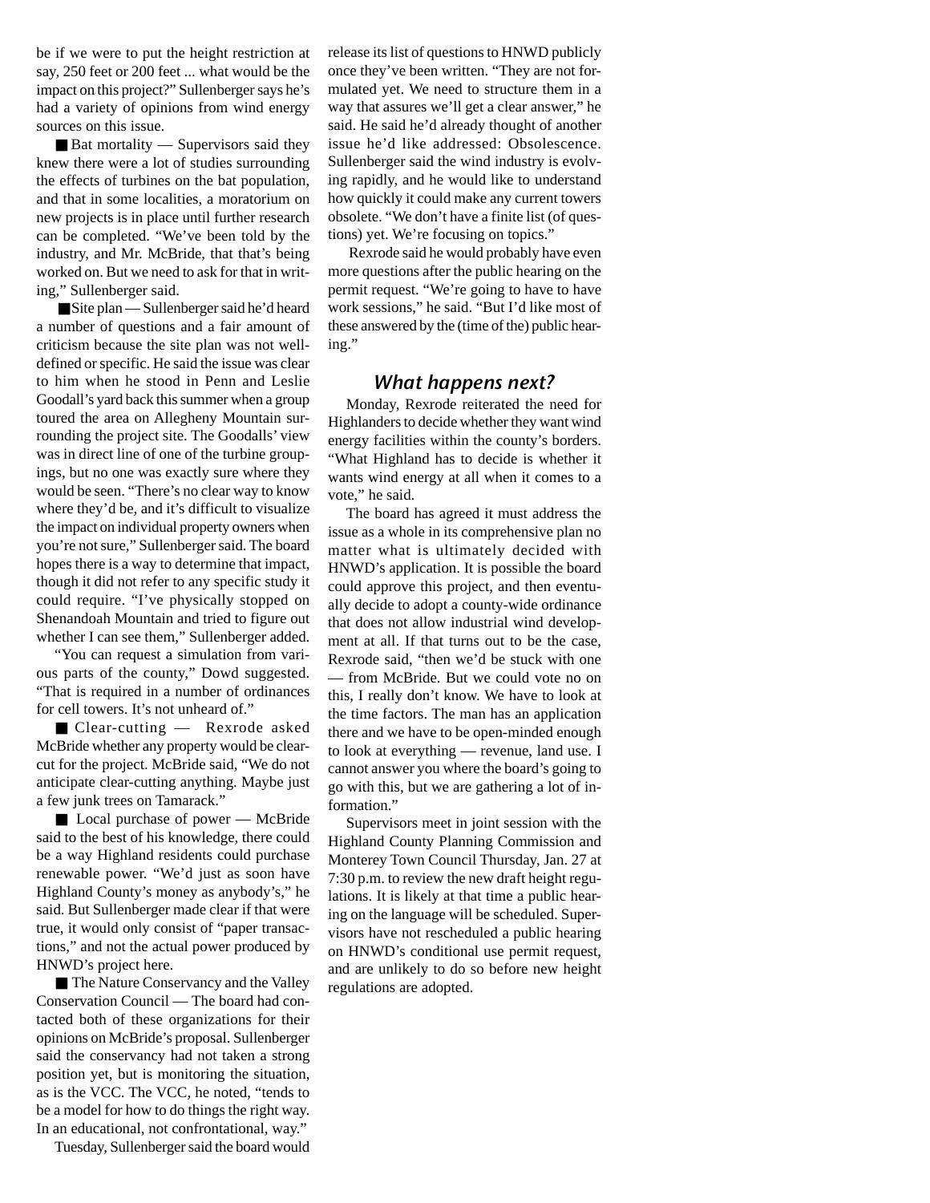be if we were to put the height restriction at say, 250 feet or 200 feet ... what would be the impact on this project?" Sullenberger says he's had a variety of opinions from wind energy sources on this issue.

■ Bat mortality — Supervisors said they knew there were a lot of studies surrounding the effects of turbines on the bat population, and that in some localities, a moratorium on new projects is in place until further research can be completed. "We've been told by the industry, and Mr. McBride, that that's being worked on. But we need to ask for that in writing," Sullenberger said.

■ Site plan — Sullenberger said he'd heard a number of questions and a fair amount of criticism because the site plan was not well-defined or specific. He said the issue was clear to him when he stood in Penn and Leslie Goodall's yard back this summer when a group toured the area on Allegheny Mountain surrounding the project site. The Goodalls' view was in direct line of one of the turbine groupings, but no one was exactly sure where they would be seen. "There's no clear way to know where they'd be, and it's difficult to visualize the impact on individual property owners when you're not sure," Sullenberger said. The board hopes there is a way to determine that impact, though it did not refer to any specific study it could require. "I've physically stopped on Shenandoah Mountain and tried to figure out whether I can see them," Sullenberger added.

"You can request a simulation from various parts of the county," Dowd suggested. "That is required in a number of ordinances for cell towers. It's not unheard of."

■ Clear-cutting — Rexrode asked McBride whether any property would be clear-cut for the project. McBride said, "We do not anticipate clear-cutting anything. Maybe just a few junk trees on Tamarack."

■ Local purchase of power — McBride said to the best of his knowledge, there could be a way Highland residents could purchase renewable power. "We'd just as soon have Highland County's money as anybody's," he said. But Sullenberger made clear if that were true, it would only consist of "paper transactions," and not the actual power produced by HNWD's project here.

■ The Nature Conservancy and the Valley Conservation Council — The board had contacted both of these organizations for their opinions on McBride's proposal. Sullenberger said the conservancy had not taken a strong position yet, but is monitoring the situation, as is the VCC. The VCC, he noted, "tends to be a model for how to do things the right way. In an educational, not confrontational, way."

Tuesday, Sullenberger said the board would release its list of questions to HNWD publicly once they've been written. "They are not formulated yet. We need to structure them in a way that assures we'll get a clear answer," he said. He said he'd already thought of another issue he'd like addressed: Obsolescence. Sullenberger said the wind industry is evolving rapidly, and he would like to understand how quickly it could make any current towers obsolete. "We don't have a finite list (of questions) yet. We're focusing on topics."

Rexrode said he would probably have even more questions after the public hearing on the permit request. "We're going to have to have work sessions," he said. "But I'd like most of these answered by the (time of the) public hearing."

### *What happens next?*

Monday, Rexrode reiterated the need for Highlanders to decide whether they want wind energy facilities within the county's borders. "What Highland has to decide is whether it wants wind energy at all when it comes to a vote," he said.

The board has agreed it must address the issue as a whole in its comprehensive plan no matter what is ultimately decided with HNWD's application. It is possible the board could approve this project, and then eventually decide to adopt a county-wide ordinance that does not allow industrial wind development at all. If that turns out to be the case, Rexrode said, "then we'd be stuck with one — from McBride. But we could vote no on this, I really don't know. We have to look at the time factors. The man has an application there and we have to be open-minded enough to look at everything — revenue, land use. I cannot answer you where the board's going to go with this, but we are gathering a lot of information."

Supervisors meet in joint session with the Highland County Planning Commission and Monterey Town Council Thursday, Jan. 27 at 7:30 p.m. to review the new draft height regulations. It is likely at that time a public hearing on the language will be scheduled. Supervisors have not rescheduled a public hearing on HNWD's conditional use permit request, and are unlikely to do so before new height regulations are adopted.